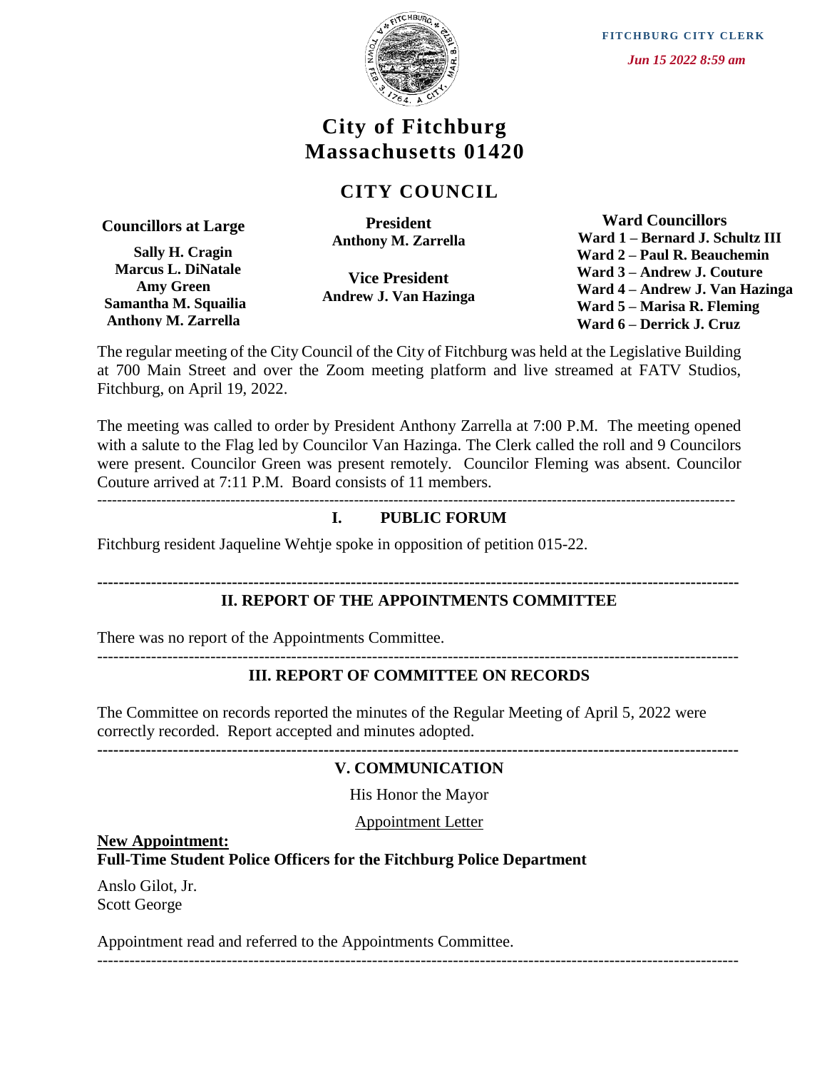FITCHBURG CITY CLERK

*Jun 15 2022 8:59 am*

# City of Fitchburg
# Massachusetts 01420

## CITY COUNCIL

**Councillors at Large**

**Sally H. Cragin**
**Marcus L. DiNatale**
**Amy Green**
**Samantha M. Squailia**
**Anthony M. Zarrella**

**President**
**Anthony M. Zarrella**

**Vice President**
**Andrew J. Van Hazinga**

**Ward Councillors**
**Ward 1 – Bernard J. Schultz III**
**Ward 2 – Paul R. Beauchemin**
**Ward 3 – Andrew J. Couture**
**Ward 4 – Andrew J. Van Hazinga**
**Ward 5 – Marisa R. Fleming**
**Ward 6 – Derrick J. Cruz**

The regular meeting of the City Council of the City of Fitchburg was held at the Legislative Building at 700 Main Street and over the Zoom meeting platform and live streamed at FATV Studios, Fitchburg, on April 19, 2022.

The meeting was called to order by President Anthony Zarrella at 7:00 P.M. The meeting opened with a salute to the Flag led by Councilor Van Hazinga. The Clerk called the roll and 9 Councilors were present. Councilor Green was present remotely. Councilor Fleming was absent. Councilor Couture arrived at 7:11 P.M. Board consists of 11 members.

---

## I. PUBLIC FORUM

Fitchburg resident Jaqueline Wehtje spoke in opposition of petition 015-22.

---

## II. REPORT OF THE APPOINTMENTS COMMITTEE

There was no report of the Appointments Committee.

---

## III. REPORT OF COMMITTEE ON RECORDS

The Committee on records reported the minutes of the Regular Meeting of April 5, 2022 were correctly recorded. Report accepted and minutes adopted.

---

## V. COMMUNICATION

His Honor the Mayor

Appointment Letter

**New Appointment:**
**Full-Time Student Police Officers for the Fitchburg Police Department**

Anslo Gilot, Jr.
Scott George

Appointment read and referred to the Appointments Committee.

---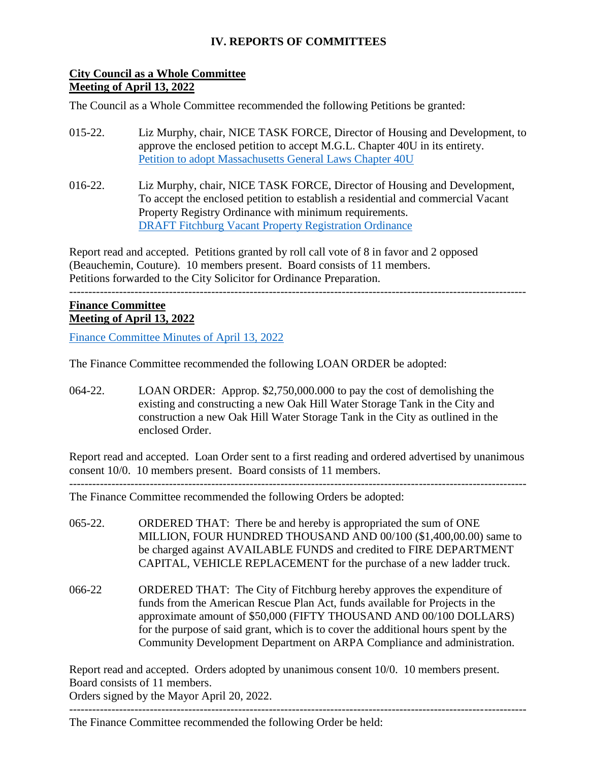## IV. REPORTS OF COMMITTEES

**City Council as a Whole Committee**
**Meeting of April 13, 2022**

The Council as a Whole Committee recommended the following Petitions be granted:

015-22. Liz Murphy, chair, NICE TASK FORCE, Director of Housing and Development, to approve the enclosed petition to accept M.G.L. Chapter 40U in its entirety. Petition to adopt Massachusetts General Laws Chapter 40U

016-22. Liz Murphy, chair, NICE TASK FORCE, Director of Housing and Development, To accept the enclosed petition to establish a residential and commercial Vacant Property Registry Ordinance with minimum requirements. DRAFT Fitchburg Vacant Property Registration Ordinance

Report read and accepted. Petitions granted by roll call vote of 8 in favor and 2 opposed (Beauchemin, Couture). 10 members present. Board consists of 11 members.
Petitions forwarded to the City Solicitor for Ordinance Preparation.

---

**Finance Committee**
**Meeting of April 13, 2022**

Finance Committee Minutes of April 13, 2022

The Finance Committee recommended the following LOAN ORDER be adopted:

064-22. LOAN ORDER: Approp. $2,750,000.000 to pay the cost of demolishing the existing and constructing a new Oak Hill Water Storage Tank in the City and construction a new Oak Hill Water Storage Tank in the City as outlined in the enclosed Order.

Report read and accepted. Loan Order sent to a first reading and ordered advertised by unanimous consent 10/0. 10 members present. Board consists of 11 members.

---

The Finance Committee recommended the following Orders be adopted:

065-22. ORDERED THAT: There be and hereby is appropriated the sum of ONE MILLION, FOUR HUNDRED THOUSAND AND 00/100 ($1,400,00.00) same to be charged against AVAILABLE FUNDS and credited to FIRE DEPARTMENT CAPITAL, VEHICLE REPLACEMENT for the purchase of a new ladder truck.

066-22 ORDERED THAT: The City of Fitchburg hereby approves the expenditure of funds from the American Rescue Plan Act, funds available for Projects in the approximate amount of $50,000 (FIFTY THOUSAND AND 00/100 DOLLARS) for the purpose of said grant, which is to cover the additional hours spent by the Community Development Department on ARPA Compliance and administration.

Report read and accepted. Orders adopted by unanimous consent 10/0. 10 members present. Board consists of 11 members.
Orders signed by the Mayor April 20, 2022.

---

The Finance Committee recommended the following Order be held: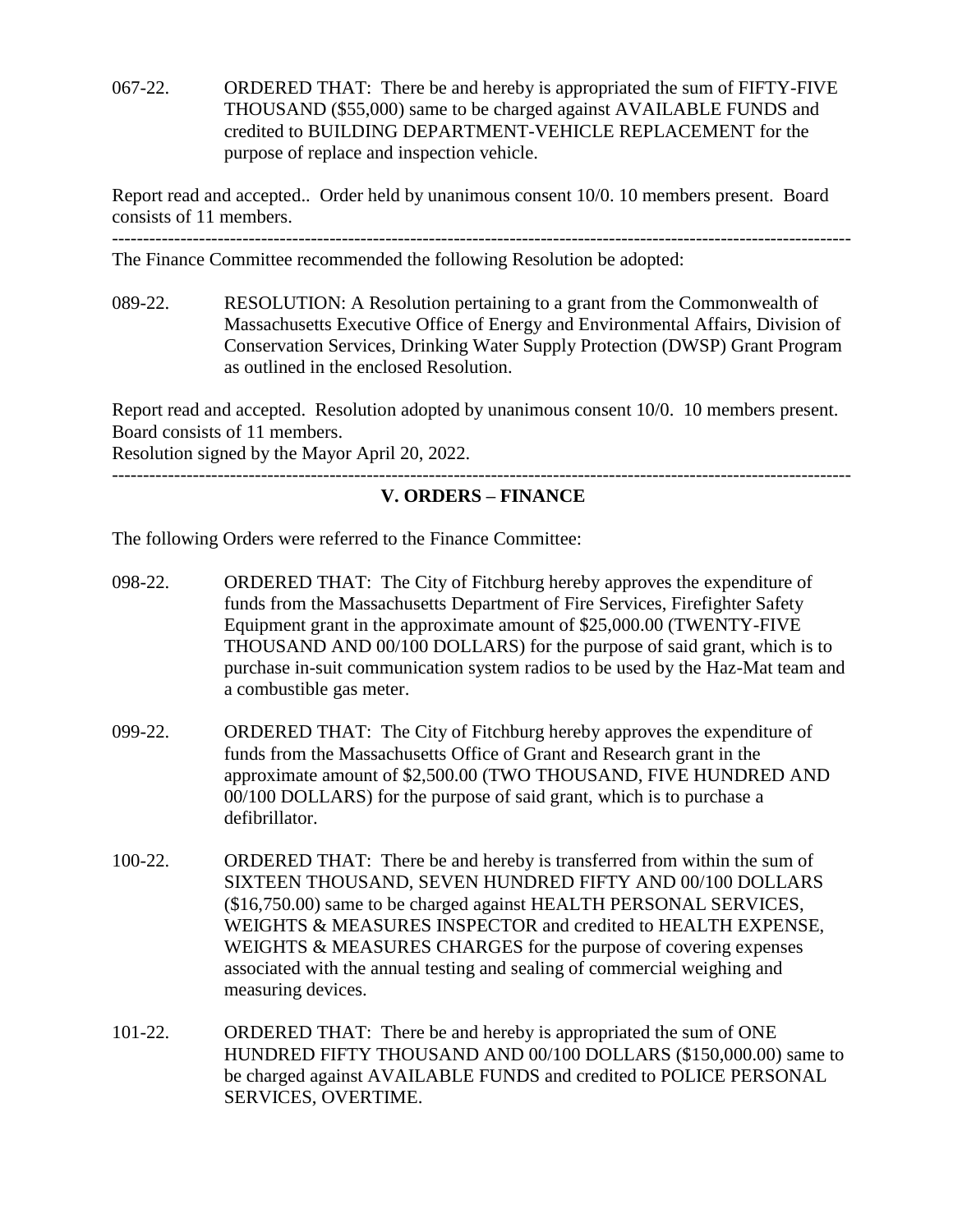067-22. ORDERED THAT: There be and hereby is appropriated the sum of FIFTY-FIVE THOUSAND ($55,000) same to be charged against AVAILABLE FUNDS and credited to BUILDING DEPARTMENT-VEHICLE REPLACEMENT for the purpose of replace and inspection vehicle.

Report read and accepted.. Order held by unanimous consent 10/0. 10 members present. Board consists of 11 members.

---

The Finance Committee recommended the following Resolution be adopted:

089-22. RESOLUTION: A Resolution pertaining to a grant from the Commonwealth of Massachusetts Executive Office of Energy and Environmental Affairs, Division of Conservation Services, Drinking Water Supply Protection (DWSP) Grant Program as outlined in the enclosed Resolution.

Report read and accepted. Resolution adopted by unanimous consent 10/0. 10 members present. Board consists of 11 members.
Resolution signed by the Mayor April 20, 2022.

---

## V. ORDERS – FINANCE

The following Orders were referred to the Finance Committee:

098-22. ORDERED THAT: The City of Fitchburg hereby approves the expenditure of funds from the Massachusetts Department of Fire Services, Firefighter Safety Equipment grant in the approximate amount of $25,000.00 (TWENTY-FIVE THOUSAND AND 00/100 DOLLARS) for the purpose of said grant, which is to purchase in-suit communication system radios to be used by the Haz-Mat team and a combustible gas meter.

099-22. ORDERED THAT: The City of Fitchburg hereby approves the expenditure of funds from the Massachusetts Office of Grant and Research grant in the approximate amount of $2,500.00 (TWO THOUSAND, FIVE HUNDRED AND 00/100 DOLLARS) for the purpose of said grant, which is to purchase a defibrillator.

100-22. ORDERED THAT: There be and hereby is transferred from within the sum of SIXTEEN THOUSAND, SEVEN HUNDRED FIFTY AND 00/100 DOLLARS ($16,750.00) same to be charged against HEALTH PERSONAL SERVICES, WEIGHTS & MEASURES INSPECTOR and credited to HEALTH EXPENSE, WEIGHTS & MEASURES CHARGES for the purpose of covering expenses associated with the annual testing and sealing of commercial weighing and measuring devices.

101-22. ORDERED THAT: There be and hereby is appropriated the sum of ONE HUNDRED FIFTY THOUSAND AND 00/100 DOLLARS ($150,000.00) same to be charged against AVAILABLE FUNDS and credited to POLICE PERSONAL SERVICES, OVERTIME.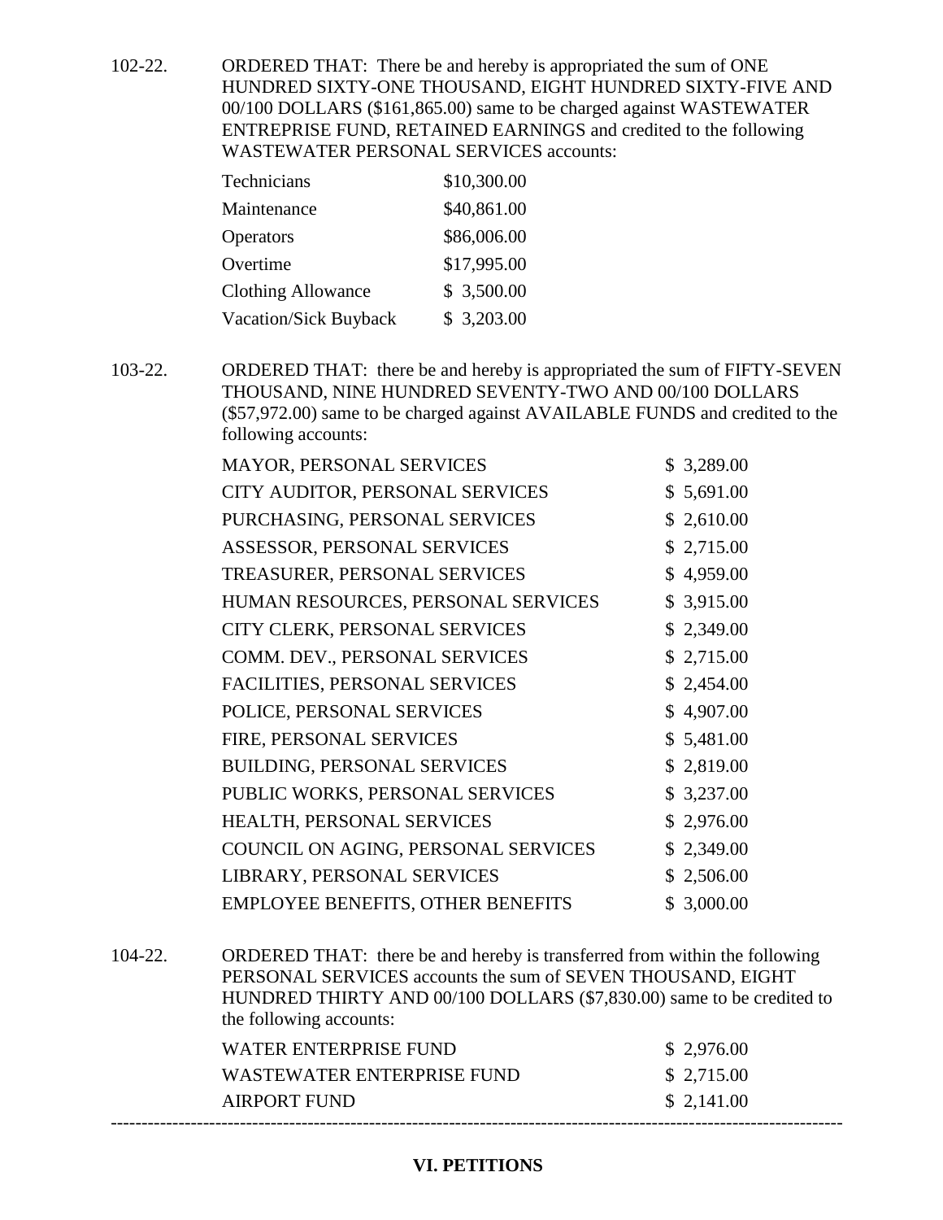102-22. ORDERED THAT: There be and hereby is appropriated the sum of ONE HUNDRED SIXTY-ONE THOUSAND, EIGHT HUNDRED SIXTY-FIVE AND 00/100 DOLLARS ($161,865.00) same to be charged against WASTEWATER ENTREPRISE FUND, RETAINED EARNINGS and credited to the following WASTEWATER PERSONAL SERVICES accounts:

| | |
|---|---|
| Technicians | $10,300.00 |
| Maintenance | $40,861.00 |
| Operators | $86,006.00 |
| Overtime | $17,995.00 |
| Clothing Allowance | $ 3,500.00 |
| Vacation/Sick Buyback | $ 3,203.00 |

103-22. ORDERED THAT: there be and hereby is appropriated the sum of FIFTY-SEVEN THOUSAND, NINE HUNDRED SEVENTY-TWO AND 00/100 DOLLARS ($57,972.00) same to be charged against AVAILABLE FUNDS and credited to the following accounts:

| | |
|---|---|
| MAYOR, PERSONAL SERVICES | $ 3,289.00 |
| CITY AUDITOR, PERSONAL SERVICES | $ 5,691.00 |
| PURCHASING, PERSONAL SERVICES | $ 2,610.00 |
| ASSESSOR, PERSONAL SERVICES | $ 2,715.00 |
| TREASURER, PERSONAL SERVICES | $ 4,959.00 |
| HUMAN RESOURCES, PERSONAL SERVICES | $ 3,915.00 |
| CITY CLERK, PERSONAL SERVICES | $ 2,349.00 |
| COMM. DEV., PERSONAL SERVICES | $ 2,715.00 |
| FACILITIES, PERSONAL SERVICES | $ 2,454.00 |
| POLICE, PERSONAL SERVICES | $ 4,907.00 |
| FIRE, PERSONAL SERVICES | $ 5,481.00 |
| BUILDING, PERSONAL SERVICES | $ 2,819.00 |
| PUBLIC WORKS, PERSONAL SERVICES | $ 3,237.00 |
| HEALTH, PERSONAL SERVICES | $ 2,976.00 |
| COUNCIL ON AGING, PERSONAL SERVICES | $ 2,349.00 |
| LIBRARY, PERSONAL SERVICES | $ 2,506.00 |
| EMPLOYEE BENEFITS, OTHER BENEFITS | $ 3,000.00 |

104-22. ORDERED THAT: there be and hereby is transferred from within the following PERSONAL SERVICES accounts the sum of SEVEN THOUSAND, EIGHT HUNDRED THIRTY AND 00/100 DOLLARS ($7,830.00) same to be credited to the following accounts:

| | |
|---|---|
| WATER ENTERPRISE FUND | $ 2,976.00 |
| WASTEWATER ENTERPRISE FUND | $ 2,715.00 |
| AIRPORT FUND | $ 2,141.00 |

---

## VI. PETITIONS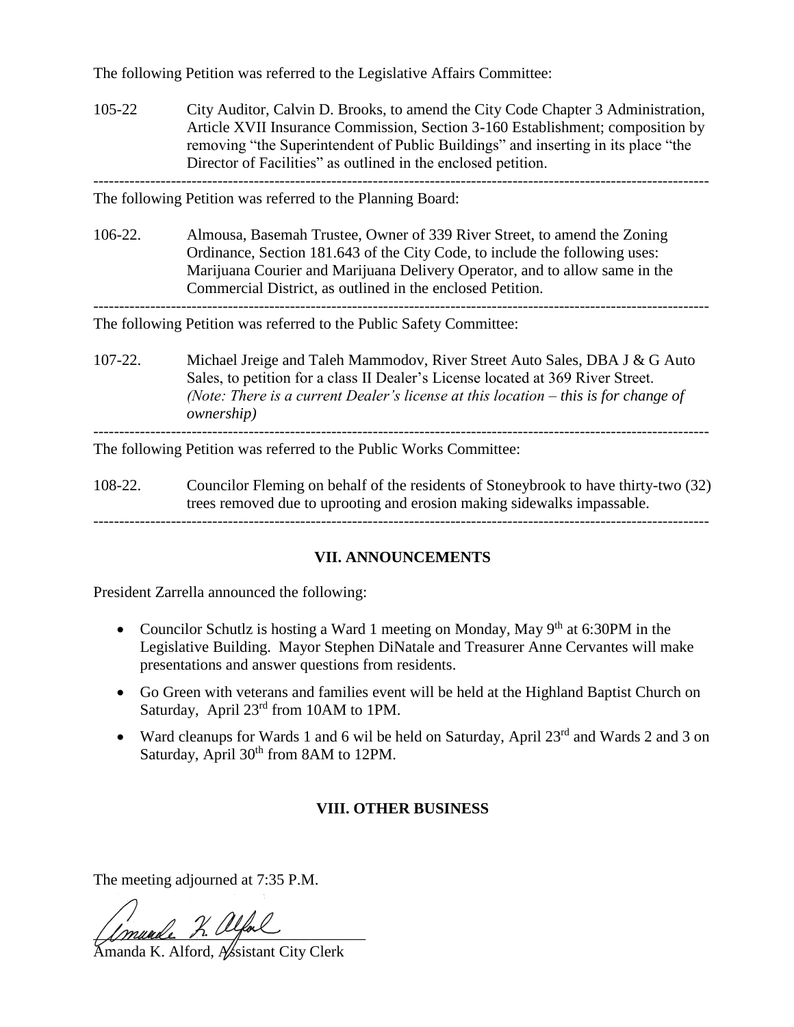The following Petition was referred to the Legislative Affairs Committee:

105-22 City Auditor, Calvin D. Brooks, to amend the City Code Chapter 3 Administration, Article XVII Insurance Commission, Section 3-160 Establishment; composition by removing "the Superintendent of Public Buildings" and inserting in its place "the Director of Facilities" as outlined in the enclosed petition.

---

The following Petition was referred to the Planning Board:

106-22. Almousa, Basemah Trustee, Owner of 339 River Street, to amend the Zoning Ordinance, Section 181.643 of the City Code, to include the following uses: Marijuana Courier and Marijuana Delivery Operator, and to allow same in the Commercial District, as outlined in the enclosed Petition.

---

The following Petition was referred to the Public Safety Committee:

107-22. Michael Jreige and Taleh Mammodov, River Street Auto Sales, DBA J & G Auto Sales, to petition for a class II Dealer's License located at 369 River Street. *(Note: There is a current Dealer's license at this location – this is for change of ownership)*

---

The following Petition was referred to the Public Works Committee:

108-22. Councilor Fleming on behalf of the residents of Stoneybrook to have thirty-two (32) trees removed due to uprooting and erosion making sidewalks impassable.

---

## VII. ANNOUNCEMENTS

President Zarrella announced the following:

- Councilor Schutlz is hosting a Ward 1 meeting on Monday, May 9th at 6:30PM in the Legislative Building. Mayor Stephen DiNatale and Treasurer Anne Cervantes will make presentations and answer questions from residents.
- Go Green with veterans and families event will be held at the Highland Baptist Church on Saturday, April 23rd from 10AM to 1PM.
- Ward cleanups for Wards 1 and 6 wil be held on Saturday, April 23rd and Wards 2 and 3 on Saturday, April 30th from 8AM to 12PM.

## VIII. OTHER BUSINESS

The meeting adjourned at 7:35 P.M.

Amanda K. Alford, Assistant City Clerk